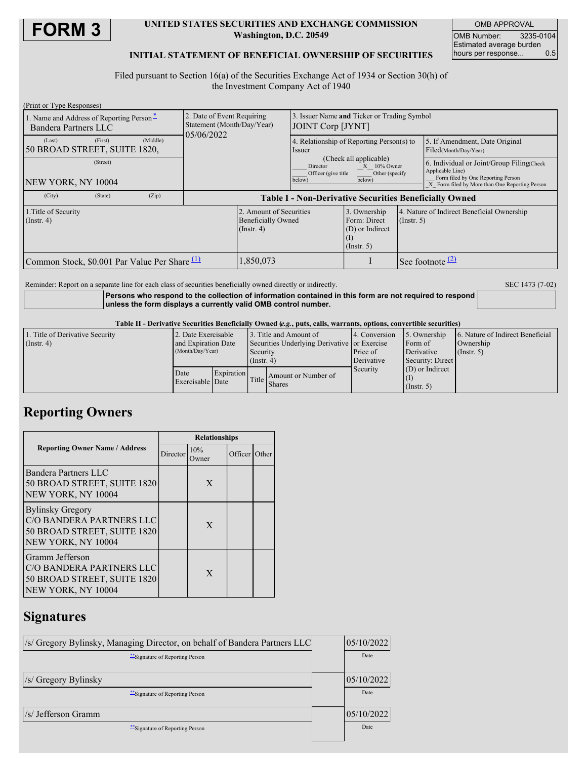# FORM 3

**UNITED STATES SECURITIES AND EXCHANGE COMMISSION**
**Washington, D.C. 20549**

**INITIAL STATEMENT OF BENEFICIAL OWNERSHIP OF SECURITIES**

| OMB APPROVAL | |
|---|---|
| OMB Number: | 3235-0104 |
| Estimated average burden hours per response... | 0.5 |

Filed pursuant to Section 16(a) of the Securities Exchange Act of 1934 or Section 30(h) of the Investment Company Act of 1940

(Print or Type Responses)

| 1. Name and Address of Reporting Person * | 2. Date of Event Requiring Statement (Month/Day/Year) | 3. Issuer Name and Ticker or Trading Symbol |
|---|---|---|
| Bandera Partners LLC | 05/06/2022 | JOINT Corp [JYNT] |
| (Last) (First) (Middle) 50 BROAD STREET, SUITE 1820, | | 4. Relationship of Reporting Person(s) to Issuer (Check all applicable) ___ Director _X_ 10% Owner ___ Officer (give title below) ___ Other (specify below) |
| (Street) NEW YORK, NY 10004 | | 5. If Amendment, Date Original Filed(Month/Day/Year) |
| (City) (State) (Zip) | | 6. Individual or Joint/Group Filing(Check Applicable Line) ___ Form filed by One Reporting Person _X_ Form filed by More than One Reporting Person |

**Table I - Non-Derivative Securities Beneficially Owned**

| 1.Title of Security (Instr. 4) | 2. Amount of Securities Beneficially Owned (Instr. 4) | 3. Ownership Form: Direct (D) or Indirect (I) (Instr. 5) | 4. Nature of Indirect Beneficial Ownership (Instr. 5) |
|---|---|---|---|
| Common Stock, $0.001 Par Value Per Share [(1)] | 1,850,073 | I | See footnote [(2)] |

Reminder: Report on a separate line for each class of securities beneficially owned directly or indirectly. SEC 1473 (7-02)

**Persons who respond to the collection of information contained in this form are not required to respond unless the form displays a currently valid OMB control number.**

**Table II - Derivative Securities Beneficially Owned (*e.g.*, puts, calls, warrants, options, convertible securities)**

| 1. Title of Derivative Security (Instr. 4) | 2. Date Exercisable and Expiration Date (Month/Day/Year) | | 3. Title and Amount of Securities Underlying Derivative Security (Instr. 4) | | 4. Conversion or Exercise Price of Derivative Security | 5. Ownership Form of Derivative Security: Direct (D) or Indirect (I) (Instr. 5) | 6. Nature of Indirect Beneficial Ownership (Instr. 5) |
|---|---|---|---|---|---|---|---|
| | Date Exercisable | Expiration Date | Title | Amount or Number of Shares | | | |

## Reporting Owners

| Reporting Owner Name / Address | Relationships | | | |
|---|---|---|---|---|
| | Director | 10% Owner | Officer | Other |
| Bandera Partners LLC 50 BROAD STREET, SUITE 1820 NEW YORK, NY 10004 | | X | | |
| Bylinsky Gregory C/O BANDERA PARTNERS LLC 50 BROAD STREET, SUITE 1820 NEW YORK, NY 10004 | | X | | |
| Gramm Jefferson C/O BANDERA PARTNERS LLC 50 BROAD STREET, SUITE 1820 NEW YORK, NY 10004 | | X | | |

## Signatures

| Signature | Date |
|---|---|
| /s/ Gregory Bylinsky, Managing Director, on behalf of Bandera Partners LLC | 05/10/2022 |
| **Signature of Reporting Person | Date |
| /s/ Gregory Bylinsky | 05/10/2022 |
| **Signature of Reporting Person | Date |
| /s/ Jefferson Gramm | 05/10/2022 |
| **Signature of Reporting Person | Date |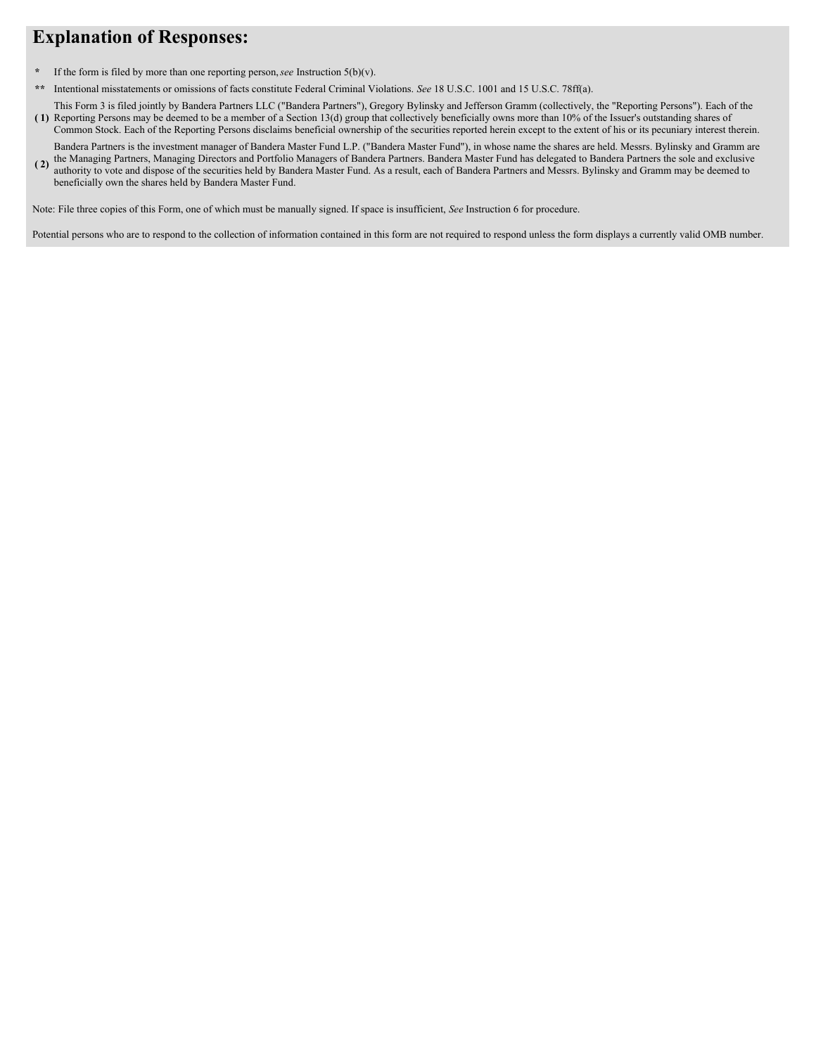# Explanation of Responses:

* If the form is filed by more than one reporting person, *see* Instruction 5(b)(v).

** Intentional misstatements or omissions of facts constitute Federal Criminal Violations. *See* 18 U.S.C. 1001 and 15 U.S.C. 78ff(a).

**( 1)** This Form 3 is filed jointly by Bandera Partners LLC ("Bandera Partners"), Gregory Bylinsky and Jefferson Gramm (collectively, the "Reporting Persons"). Each of the Reporting Persons may be deemed to be a member of a Section 13(d) group that collectively beneficially owns more than 10% of the Issuer's outstanding shares of Common Stock. Each of the Reporting Persons disclaims beneficial ownership of the securities reported herein except to the extent of his or its pecuniary interest therein.

**( 2)** Bandera Partners is the investment manager of Bandera Master Fund L.P. ("Bandera Master Fund"), in whose name the shares are held. Messrs. Bylinsky and Gramm are the Managing Partners, Managing Directors and Portfolio Managers of Bandera Partners. Bandera Master Fund has delegated to Bandera Partners the sole and exclusive authority to vote and dispose of the securities held by Bandera Master Fund. As a result, each of Bandera Partners and Messrs. Bylinsky and Gramm may be deemed to beneficially own the shares held by Bandera Master Fund.

Note: File three copies of this Form, one of which must be manually signed. If space is insufficient, *See* Instruction 6 for procedure.

Potential persons who are to respond to the collection of information contained in this form are not required to respond unless the form displays a currently valid OMB number.